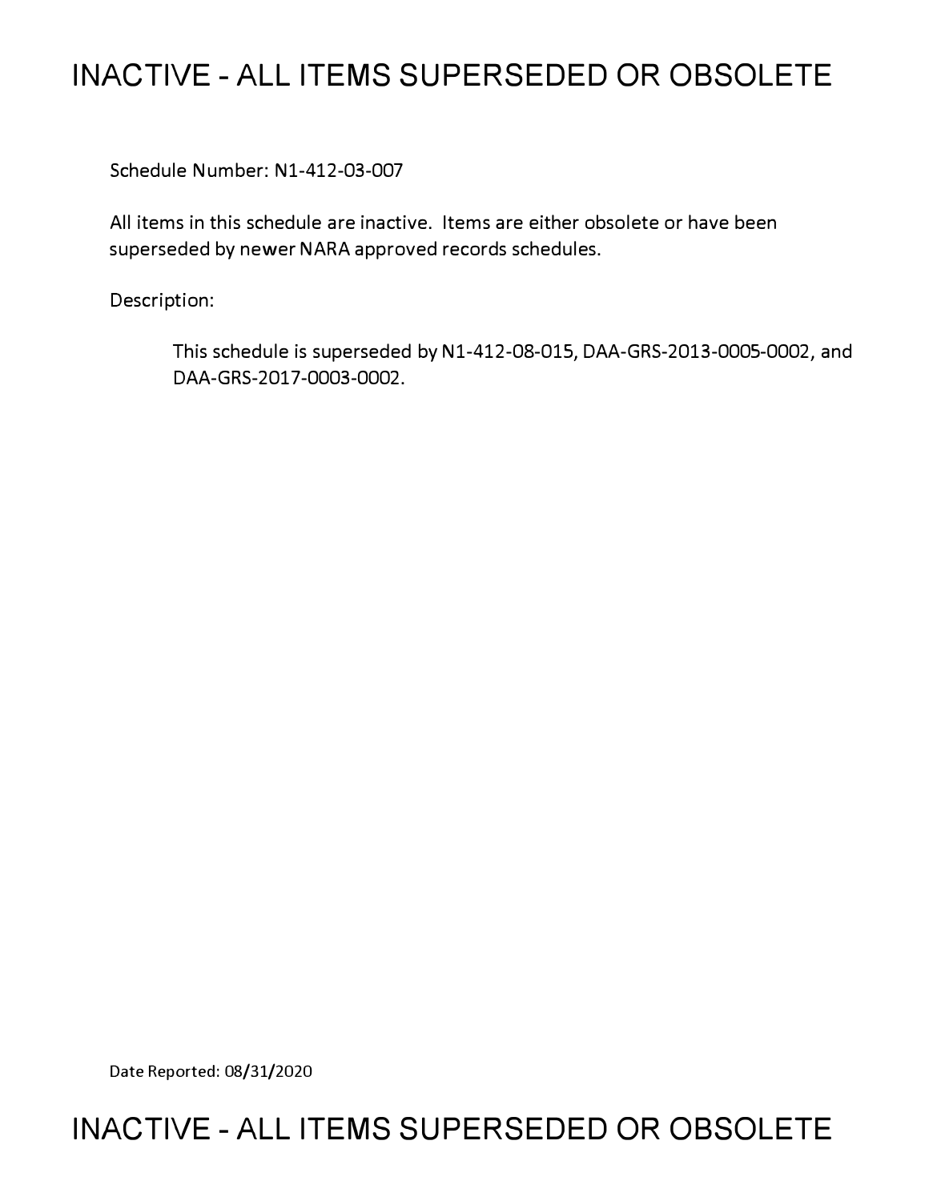# INACTIVE - ALL ITEMS SUPERSEDED OR OBSOLETE

Schedule Number: N1-412-03-007

All items in this schedule are inactive. Items are either obsolete or have been superseded by newer NARA approved records schedules.

Description:

> This schedule is superseded by N1-412-08-015, DAA-GRS-2013-0005-0002, and DAA-GRS-2017-0003-0002.

Date Reported: 08/31/2020

# INACTIVE - ALL ITEMS SUPERSEDED OR OBSOLETE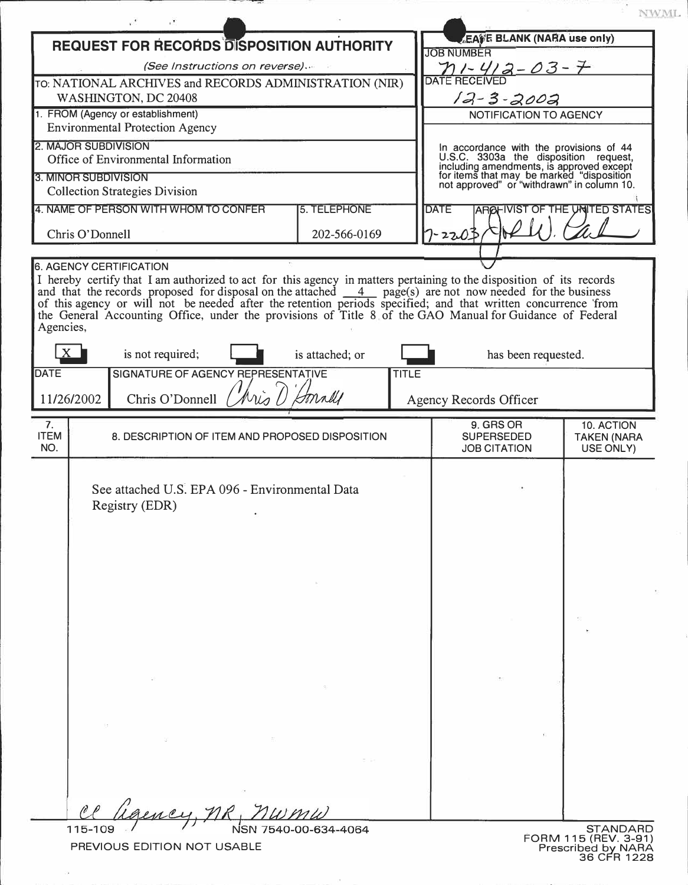NWML

# REQUEST FOR RECORDS DISPOSITION AUTHORITY

*(See Instructions on reverse)*

TO: NATIONAL ARCHIVES and RECORDS ADMINISTRATION (NIR) WASHINGTON, DC 20408

| LEAVE BLANK (NARA use only) |
|---|
| JOB NUMBER: N1-412-03-7 |
| DATE RECEIVED: 12-3-2002 |
| NOTIFICATION TO AGENCY |
| In accordance with the provisions of 44 U.S.C. 3303a the disposition request, including amendments, is approved except for items that may be marked "disposition not approved" or "withdrawn" in column 10. |
| DATE: 7-22-03 — ARCHIVIST OF THE UNITED STATES: (signature) |

1. FROM (Agency or establishment)
Environmental Protection Agency

2. MAJOR SUBDIVISION
Office of Environmental Information

3. MINOR SUBDIVISION
Collection Strategies Division

| 4. NAME OF PERSON WITH WHOM TO CONFER | 5. TELEPHONE |
|---|---|
| Chris O'Donnell | 202-566-0169 |

6. AGENCY CERTIFICATION

I hereby certify that I am authorized to act for this agency in matters pertaining to the disposition of its records and that the records proposed for disposal on the attached 4 page(s) are not now needed for the business of this agency or will not be needed after the retention periods specified; and that written concurrence from the General Accounting Office, under the provisions of Title 8 of the GAO Manual for Guidance of Federal Agencies,

[X] is not required; [ ] is attached; or [ ] has been requested.

| DATE | SIGNATURE OF AGENCY REPRESENTATIVE | TITLE |
|---|---|---|
| 11/26/2002 | Chris O'Donnell (signature) | Agency Records Officer |

| 7. ITEM NO. | 8. DESCRIPTION OF ITEM AND PROPOSED DISPOSITION | 9. GRS OR SUPERSEDED JOB CITATION | 10. ACTION TAKEN (NARA USE ONLY) |
|---|---|---|---|
| | See attached U.S. EPA 096 - Environmental Data Registry (EDR) | | |

cc Agency, NR, NWMW

115-109 NSN 7540-00-634-4064

PREVIOUS EDITION NOT USABLE

STANDARD FORM 115 (REV. 3-91)
Prescribed by NARA
36 CFR 1228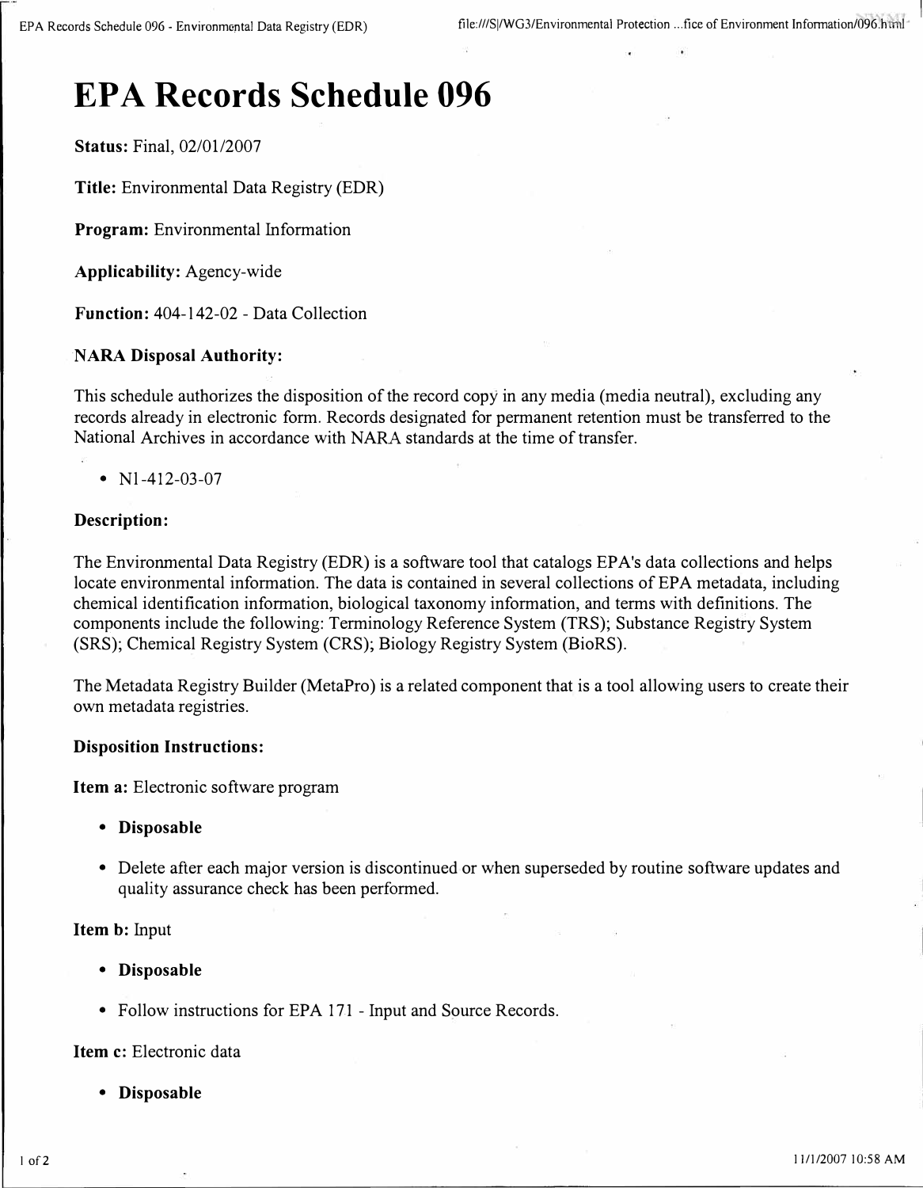# EPA Records Schedule 096

**Status:** Final, 02/01/2007

**Title:** Environmental Data Registry (EDR)

**Program:** Environmental Information

**Applicability:** Agency-wide

**Function:** 404-142-02 - Data Collection

### NARA Disposal Authority:

This schedule authorizes the disposition of the record copy in any media (media neutral), excluding any records already in electronic form. Records designated for permanent retention must be transferred to the National Archives in accordance with NARA standards at the time of transfer.

- N1-412-03-07

### Description:

The Environmental Data Registry (EDR) is a software tool that catalogs EPA's data collections and helps locate environmental information. The data is contained in several collections of EPA metadata, including chemical identification information, biological taxonomy information, and terms with definitions. The components include the following: Terminology Reference System (TRS); Substance Registry System (SRS); Chemical Registry System (CRS); Biology Registry System (BioRS).

The Metadata Registry Builder (MetaPro) is a related component that is a tool allowing users to create their own metadata registries.

### Disposition Instructions:

**Item a:** Electronic software program

- **Disposable**
- Delete after each major version is discontinued or when superseded by routine software updates and quality assurance check has been performed.

**Item b:** Input

- **Disposable**
- Follow instructions for EPA 171 - Input and Source Records.

**Item c:** Electronic data

- **Disposable**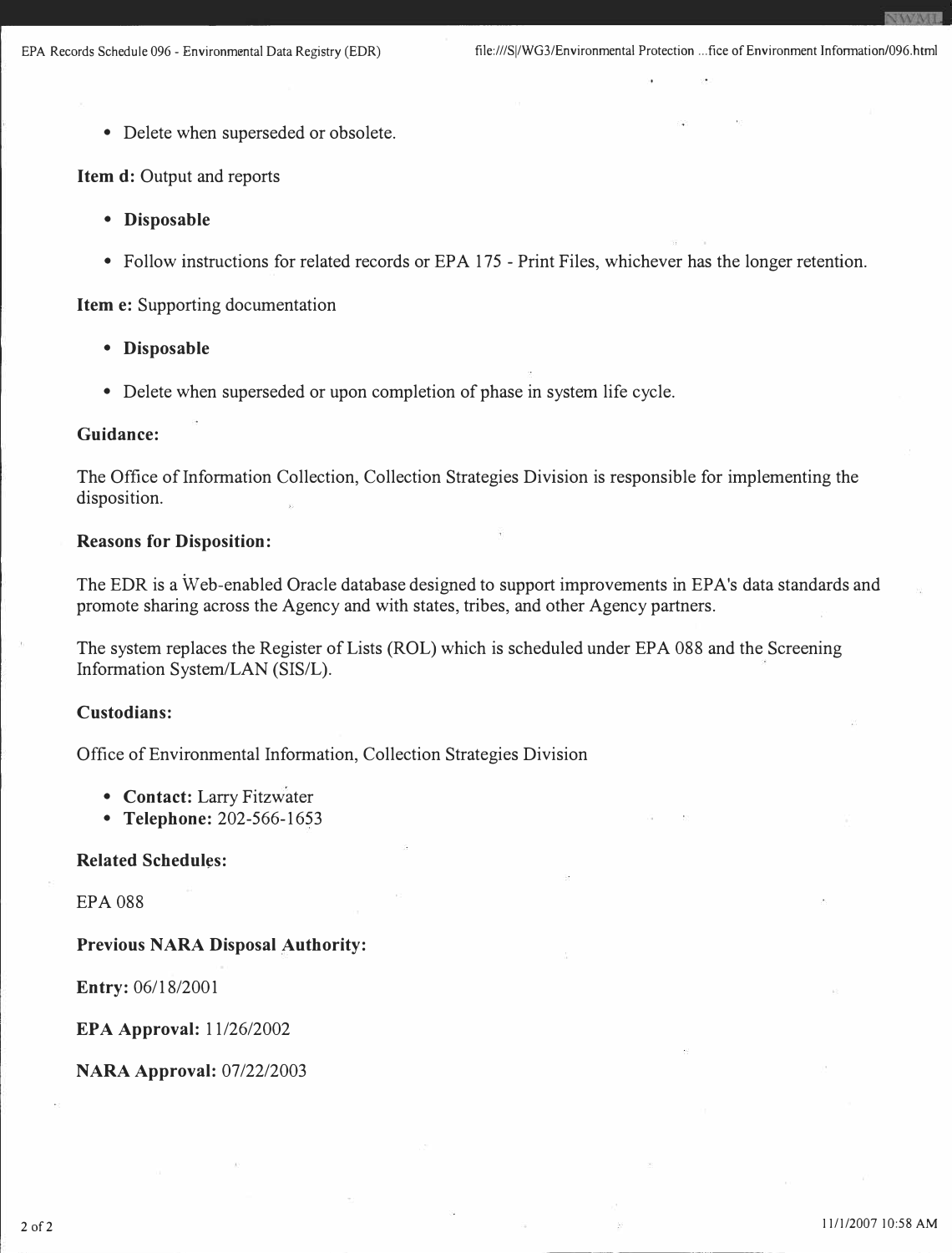- Delete when superseded or obsolete.

**Item d:** Output and reports

- **Disposable**
- Follow instructions for related records or EPA 175 - Print Files, whichever has the longer retention.

**Item e:** Supporting documentation

- **Disposable**
- Delete when superseded or upon completion of phase in system life cycle.

**Guidance:**

The Office of Information Collection, Collection Strategies Division is responsible for implementing the disposition.

**Reasons for Disposition:**

The EDR is a Web-enabled Oracle database designed to support improvements in EPA's data standards and promote sharing across the Agency and with states, tribes, and other Agency partners.

The system replaces the Register of Lists (ROL) which is scheduled under EPA 088 and the Screening Information System/LAN (SIS/L).

**Custodians:**

Office of Environmental Information, Collection Strategies Division

- **Contact:** Larry Fitzwater
- **Telephone:** 202-566-1653

**Related Schedules:**

EPA 088

**Previous NARA Disposal Authority:**

**Entry:** 06/18/2001

**EPA Approval:** 11/26/2002

**NARA Approval:** 07/22/2003